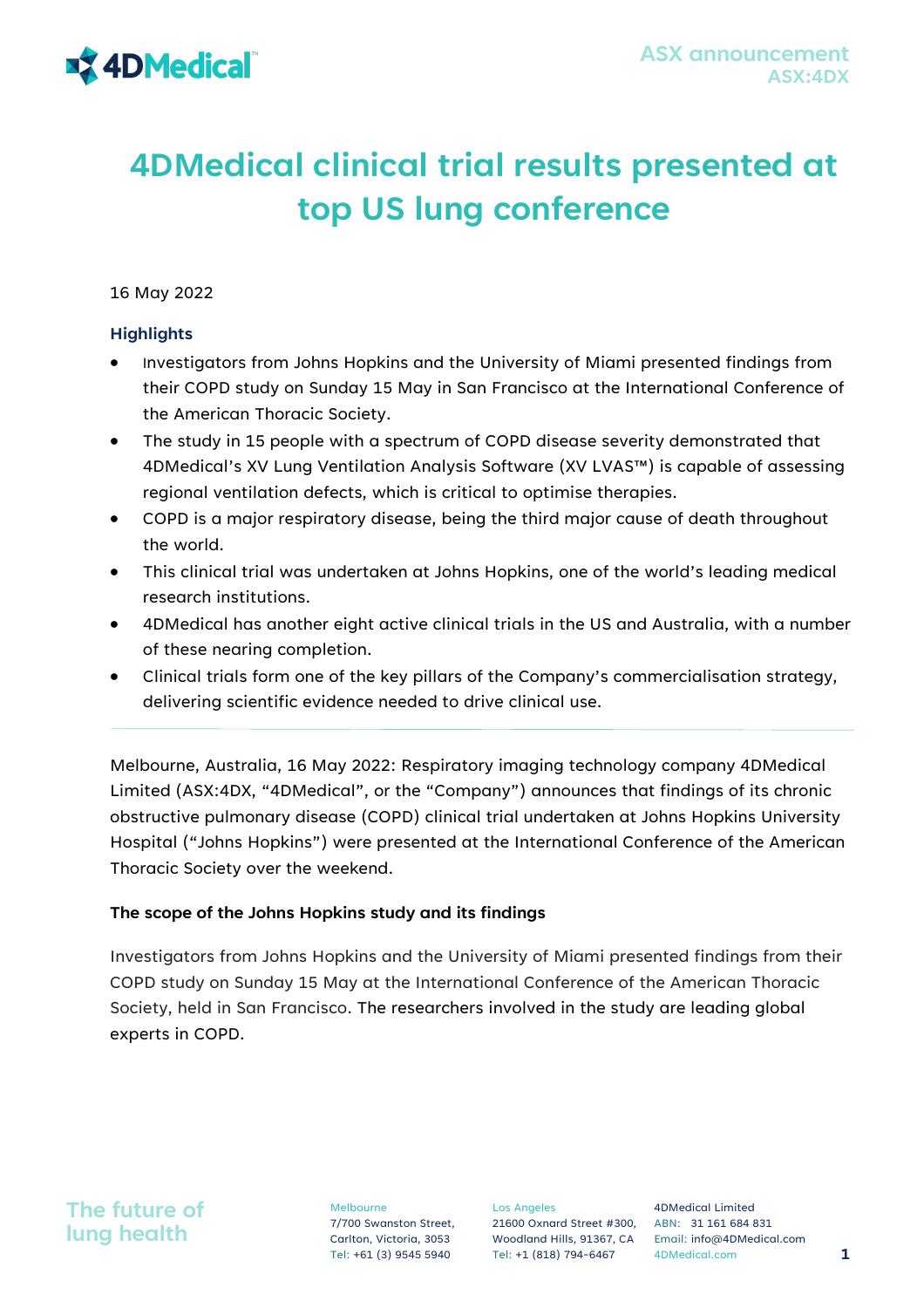ASX announcement
ASX:4DX

# 4DMedical clinical trial results presented at top US lung conference

16 May 2022

### Highlights

- Investigators from Johns Hopkins and the University of Miami presented findings from their COPD study on Sunday 15 May in San Francisco at the International Conference of the American Thoracic Society.
- The study in 15 people with a spectrum of COPD disease severity demonstrated that 4DMedical's XV Lung Ventilation Analysis Software (XV LVAS™) is capable of assessing regional ventilation defects, which is critical to optimise therapies.
- COPD is a major respiratory disease, being the third major cause of death throughout the world.
- This clinical trial was undertaken at Johns Hopkins, one of the world's leading medical research institutions.
- 4DMedical has another eight active clinical trials in the US and Australia, with a number of these nearing completion.
- Clinical trials form one of the key pillars of the Company's commercialisation strategy, delivering scientific evidence needed to drive clinical use.

---

Melbourne, Australia, 16 May 2022: Respiratory imaging technology company 4DMedical Limited (ASX:4DX, "4DMedical", or the "Company") announces that findings of its chronic obstructive pulmonary disease (COPD) clinical trial undertaken at Johns Hopkins University Hospital ("Johns Hopkins") were presented at the International Conference of the American Thoracic Society over the weekend.

**The scope of the Johns Hopkins study and its findings**

Investigators from Johns Hopkins and the University of Miami presented findings from their COPD study on Sunday 15 May at the International Conference of the American Thoracic Society, held in San Francisco. The researchers involved in the study are leading global experts in COPD.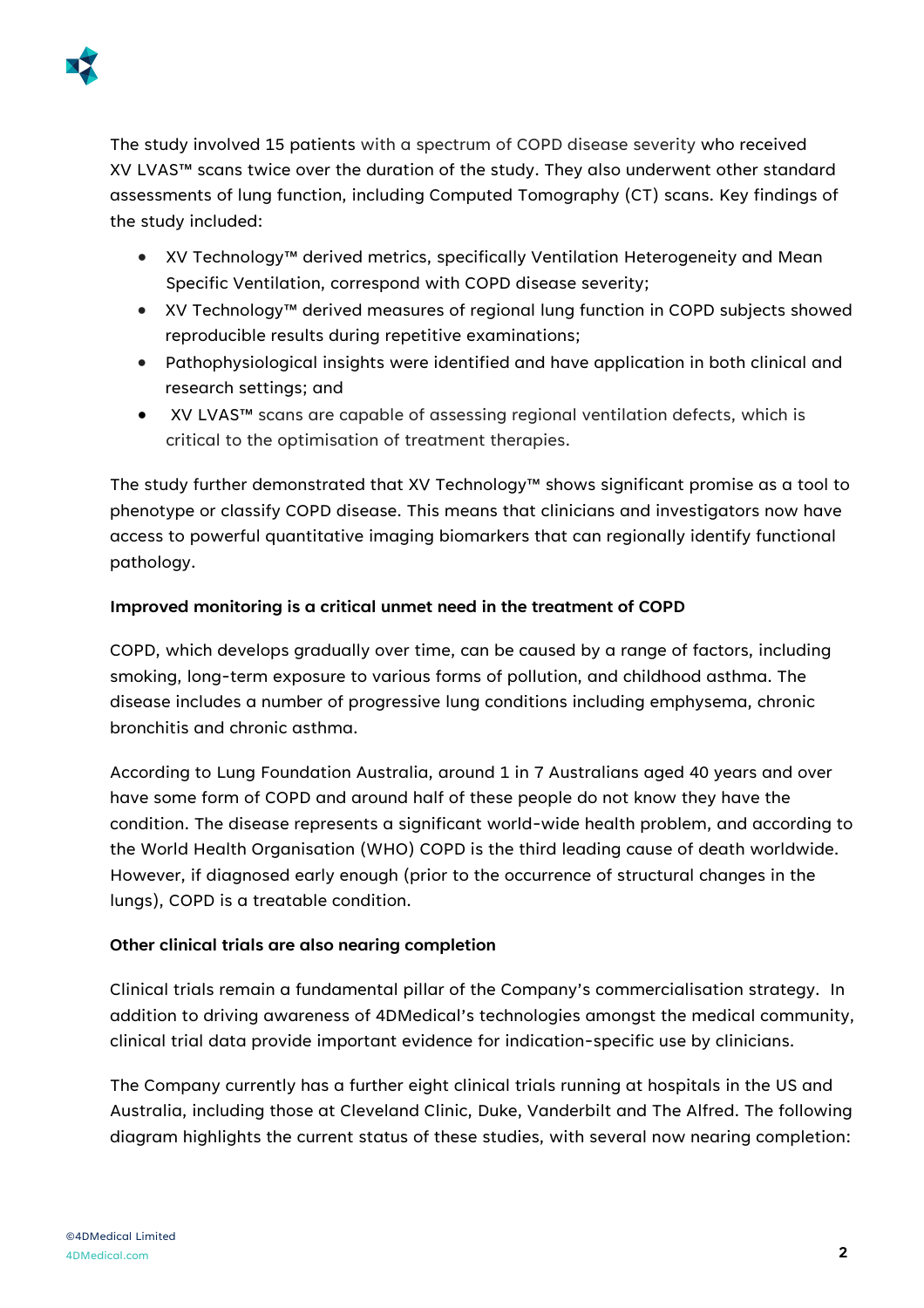The study involved 15 patients with a spectrum of COPD disease severity who received XV LVAS™ scans twice over the duration of the study. They also underwent other standard assessments of lung function, including Computed Tomography (CT) scans. Key findings of the study included:

- XV Technology™ derived metrics, specifically Ventilation Heterogeneity and Mean Specific Ventilation, correspond with COPD disease severity;
- XV Technology™ derived measures of regional lung function in COPD subjects showed reproducible results during repetitive examinations;
- Pathophysiological insights were identified and have application in both clinical and research settings; and
- XV LVAS™ scans are capable of assessing regional ventilation defects, which is critical to the optimisation of treatment therapies.

The study further demonstrated that XV Technology™ shows significant promise as a tool to phenotype or classify COPD disease. This means that clinicians and investigators now have access to powerful quantitative imaging biomarkers that can regionally identify functional pathology.

**Improved monitoring is a critical unmet need in the treatment of COPD**

COPD, which develops gradually over time, can be caused by a range of factors, including smoking, long-term exposure to various forms of pollution, and childhood asthma. The disease includes a number of progressive lung conditions including emphysema, chronic bronchitis and chronic asthma.

According to Lung Foundation Australia, around 1 in 7 Australians aged 40 years and over have some form of COPD and around half of these people do not know they have the condition. The disease represents a significant world-wide health problem, and according to the World Health Organisation (WHO) COPD is the third leading cause of death worldwide. However, if diagnosed early enough (prior to the occurrence of structural changes in the lungs), COPD is a treatable condition.

**Other clinical trials are also nearing completion**

Clinical trials remain a fundamental pillar of the Company's commercialisation strategy. In addition to driving awareness of 4DMedical's technologies amongst the medical community, clinical trial data provide important evidence for indication-specific use by clinicians.

The Company currently has a further eight clinical trials running at hospitals in the US and Australia, including those at Cleveland Clinic, Duke, Vanderbilt and The Alfred. The following diagram highlights the current status of these studies, with several now nearing completion: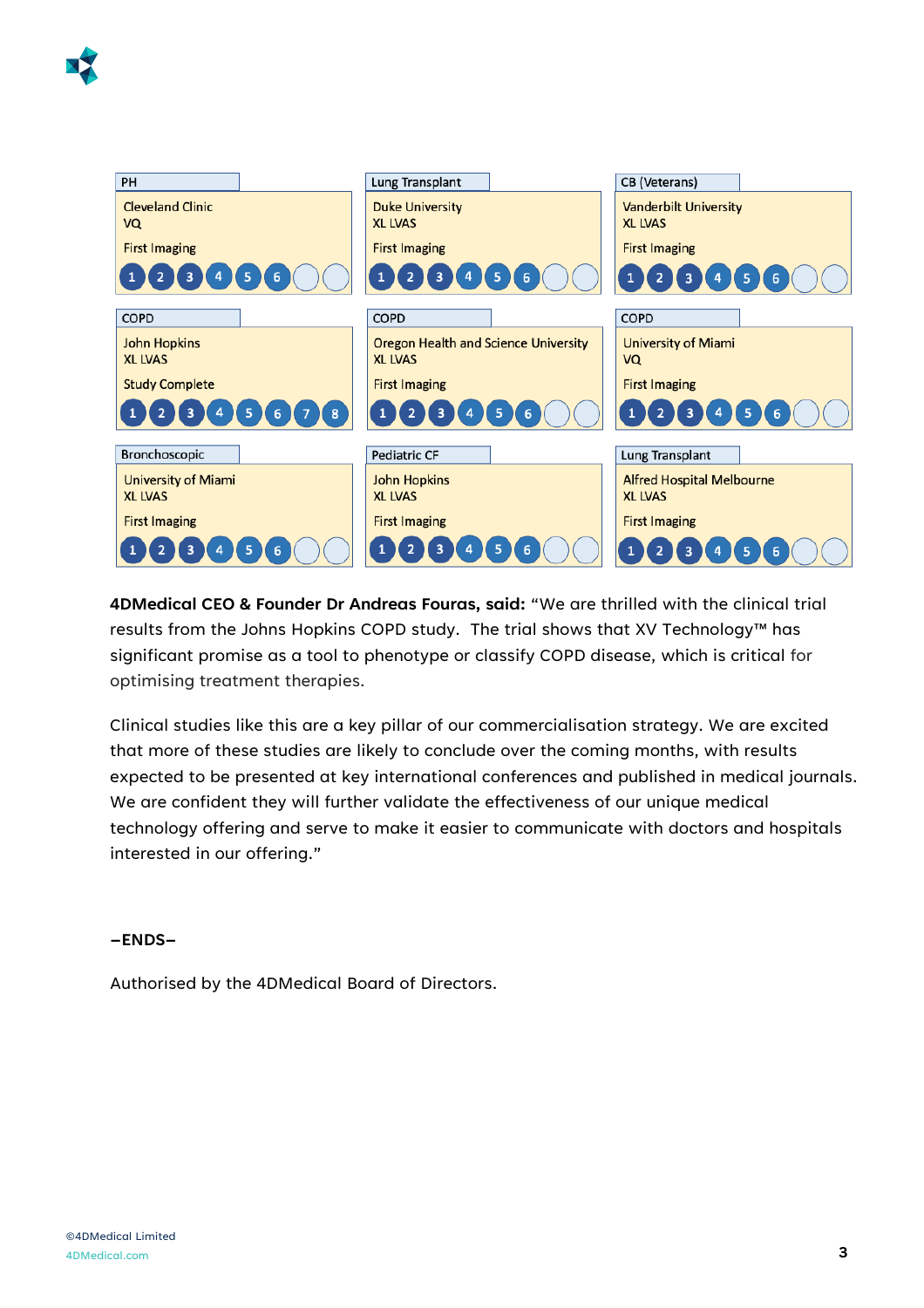| PH | Lung Transplant | CB (Veterans) |
|---|---|---|
| Cleveland Clinic<br>VQ<br>First Imaging<br>1 2 3 4 5 6 | Duke University<br>XL LVAS<br>First Imaging<br>1 2 3 4 5 6 | Vanderbilt University<br>XL LVAS<br>First Imaging<br>1 2 3 4 5 6 |

| COPD | COPD | COPD |
|---|---|---|
| John Hopkins<br>XL LVAS<br>Study Complete<br>1 2 3 4 5 6 7 8 | Oregon Health and Science University<br>XL LVAS<br>First Imaging<br>1 2 3 4 5 6 | University of Miami<br>VQ<br>First Imaging<br>1 2 3 4 5 6 |

| Bronchoscopic | Pediatric CF | Lung Transplant |
|---|---|---|
| University of Miami<br>XL LVAS<br>First Imaging<br>1 2 3 4 5 6 | John Hopkins<br>XL LVAS<br>First Imaging<br>1 2 3 4 5 6 | Alfred Hospital Melbourne<br>XL LVAS<br>First Imaging<br>1 2 3 4 5 6 |

**4DMedical CEO & Founder Dr Andreas Fouras, said:** "We are thrilled with the clinical trial results from the Johns Hopkins COPD study. The trial shows that XV Technology™ has significant promise as a tool to phenotype or classify COPD disease, which is critical for optimising treatment therapies.

Clinical studies like this are a key pillar of our commercialisation strategy. We are excited that more of these studies are likely to conclude over the coming months, with results expected to be presented at key international conferences and published in medical journals. We are confident they will further validate the effectiveness of our unique medical technology offering and serve to make it easier to communicate with doctors and hospitals interested in our offering."

**–ENDS–**

Authorised by the 4DMedical Board of Directors.

©4DMedical Limited
4DMedical.com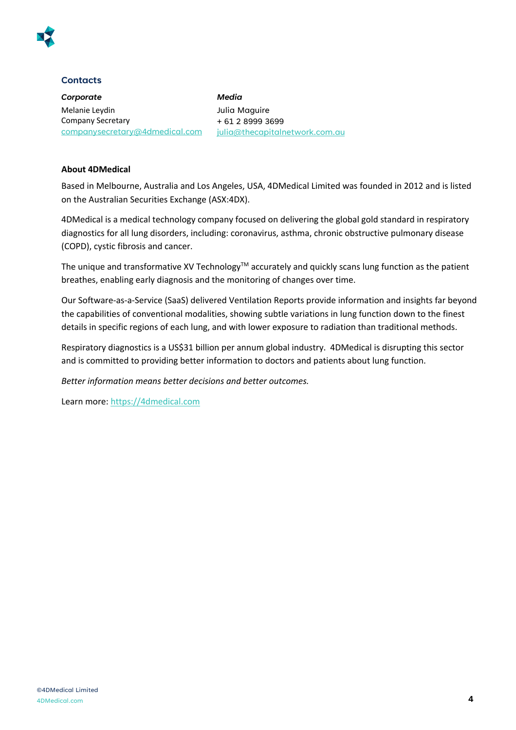## Contacts

| | |
|---|---|
| ***Corporate*** | ***Media*** |
| Melanie Leydin | Julia Maguire |
| Company Secretary | + 61 2 8999 3699 |
| companysecretary@4dmedical.com | julia@thecapitalnetwork.com.au |

**About 4DMedical**

Based in Melbourne, Australia and Los Angeles, USA, 4DMedical Limited was founded in 2012 and is listed on the Australian Securities Exchange (ASX:4DX).

4DMedical is a medical technology company focused on delivering the global gold standard in respiratory diagnostics for all lung disorders, including: coronavirus, asthma, chronic obstructive pulmonary disease (COPD), cystic fibrosis and cancer.

The unique and transformative XV Technology™ accurately and quickly scans lung function as the patient breathes, enabling early diagnosis and the monitoring of changes over time.

Our Software-as-a-Service (SaaS) delivered Ventilation Reports provide information and insights far beyond the capabilities of conventional modalities, showing subtle variations in lung function down to the finest details in specific regions of each lung, and with lower exposure to radiation than traditional methods.

Respiratory diagnostics is a US$31 billion per annum global industry. 4DMedical is disrupting this sector and is committed to providing better information to doctors and patients about lung function.

*Better information means better decisions and better outcomes.*

Learn more: https://4dmedical.com